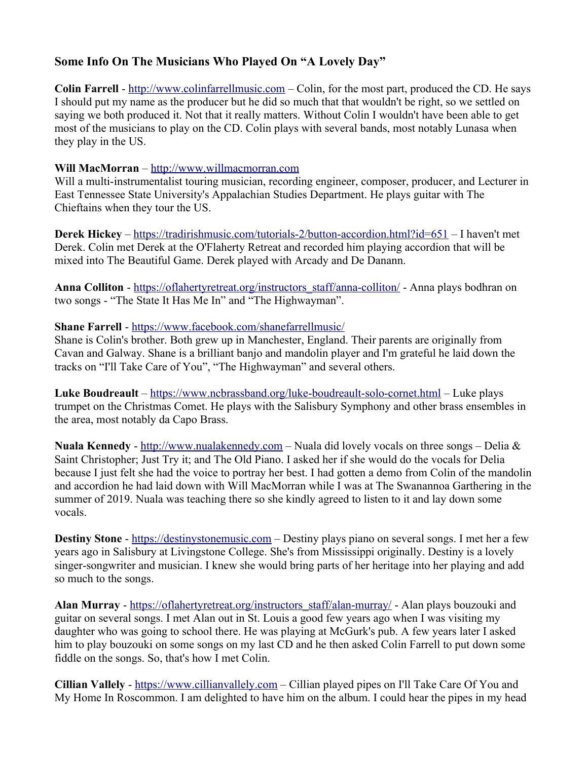## Some Info On The Musicians Who Played On "A Lovely Day"

**Colin Farrell** - http://www.colinfarrellmusic.com – Colin, for the most part, produced the CD. He says I should put my name as the producer but he did so much that that wouldn't be right, so we settled on saying we both produced it. Not that it really matters. Without Colin I wouldn't have been able to get most of the musicians to play on the CD. Colin plays with several bands, most notably Lunasa when they play in the US.

**Will MacMorran** – http://www.willmacmorran.com
Will a multi-instrumentalist touring musician, recording engineer, composer, producer, and Lecturer in East Tennessee State University's Appalachian Studies Department. He plays guitar with The Chieftains when they tour the US.

**Derek Hickey** – https://tradirishmusic.com/tutorials-2/button-accordion.html?id=651 – I haven't met Derek. Colin met Derek at the O'Flaherty Retreat and recorded him playing accordion that will be mixed into The Beautiful Game. Derek played with Arcady and De Danann.

**Anna Colliton** - https://oflahertyretreat.org/instructors_staff/anna-colliton/ - Anna plays bodhran on two songs - "The State It Has Me In" and "The Highwayman".

**Shane Farrell** - https://www.facebook.com/shanefarrellmusic/
Shane is Colin's brother. Both grew up in Manchester, England. Their parents are originally from Cavan and Galway. Shane is a brilliant banjo and mandolin player and I'm grateful he laid down the tracks on "I'll Take Care of You", "The Highwayman" and several others.

**Luke Boudreault** – https://www.ncbrassband.org/luke-boudreault-solo-cornet.html – Luke plays trumpet on the Christmas Comet. He plays with the Salisbury Symphony and other brass ensembles in the area, most notably da Capo Brass.

**Nuala Kennedy** - http://www.nualakennedy.com – Nuala did lovely vocals on three songs – Delia & Saint Christopher; Just Try it; and The Old Piano. I asked her if she would do the vocals for Delia because I just felt she had the voice to portray her best. I had gotten a demo from Colin of the mandolin and accordion he had laid down with Will MacMorran while I was at The Swanannoa Garthering in the summer of 2019. Nuala was teaching there so she kindly agreed to listen to it and lay down some vocals.

**Destiny Stone** - https://destinystonemusic.com – Destiny plays piano on several songs. I met her a few years ago in Salisbury at Livingstone College. She's from Mississippi originally. Destiny is a lovely singer-songwriter and musician. I knew she would bring parts of her heritage into her playing and add so much to the songs.

**Alan Murray** - https://oflahertyretreat.org/instructors_staff/alan-murray/ - Alan plays bouzouki and guitar on several songs. I met Alan out in St. Louis a good few years ago when I was visiting my daughter who was going to school there. He was playing at McGurk's pub. A few years later I asked him to play bouzouki on some songs on my last CD and he then asked Colin Farrell to put down some fiddle on the songs. So, that's how I met Colin.

**Cillian Vallely** - https://www.cillianvallely.com – Cillian played pipes on I'll Take Care Of You and My Home In Roscommon. I am delighted to have him on the album. I could hear the pipes in my head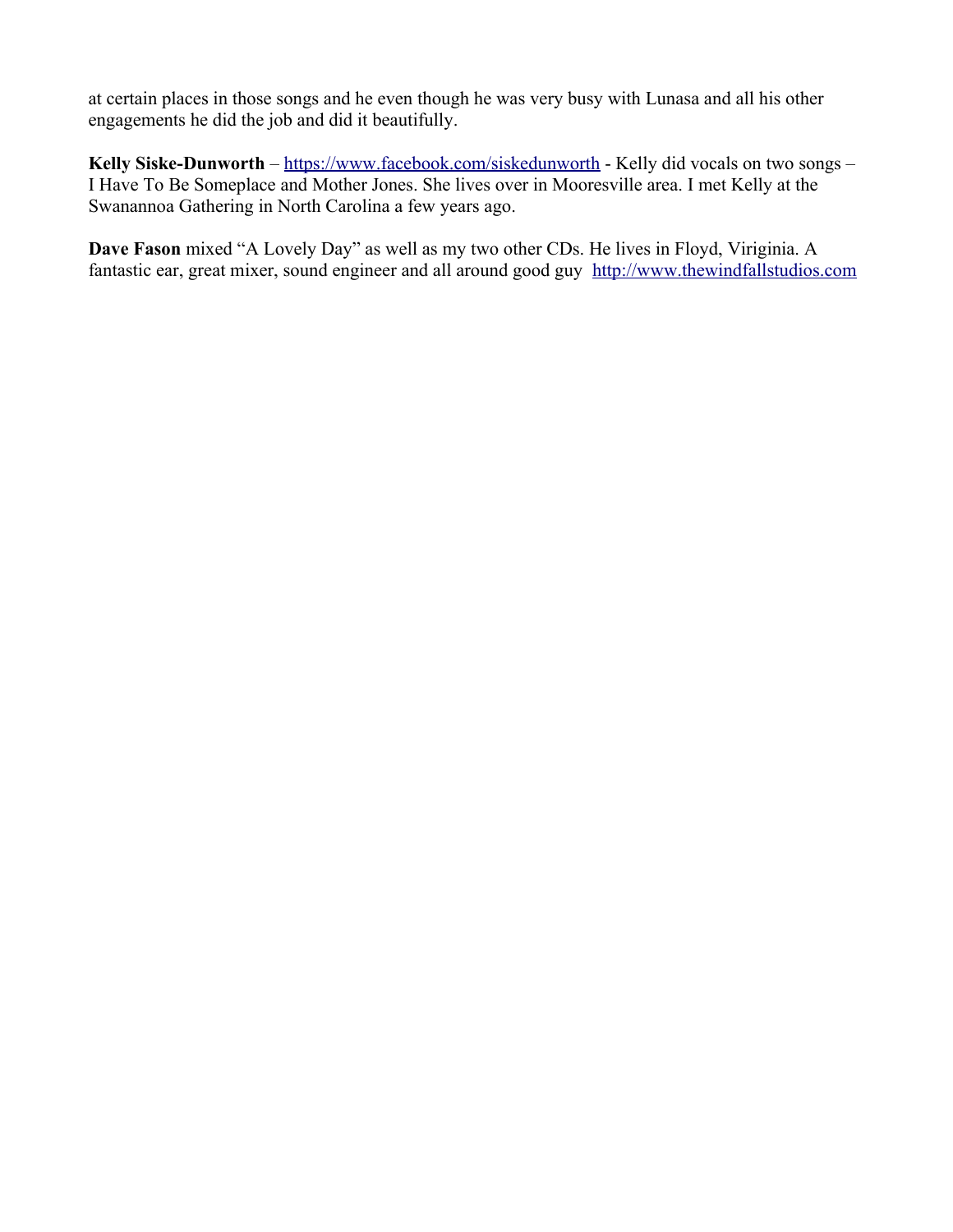at certain places in those songs and he even though he was very busy with Lunasa and all his other engagements he did the job and did it beautifully.

**Kelly Siske-Dunworth** – https://www.facebook.com/siskedunworth - Kelly did vocals on two songs – I Have To Be Someplace and Mother Jones. She lives over in Mooresville area. I met Kelly at the Swanannoa Gathering in North Carolina a few years ago.

**Dave Fason** mixed "A Lovely Day" as well as my two other CDs. He lives in Floyd, Viriginia. A fantastic ear, great mixer, sound engineer and all around good guy http://www.thewindfallstudios.com